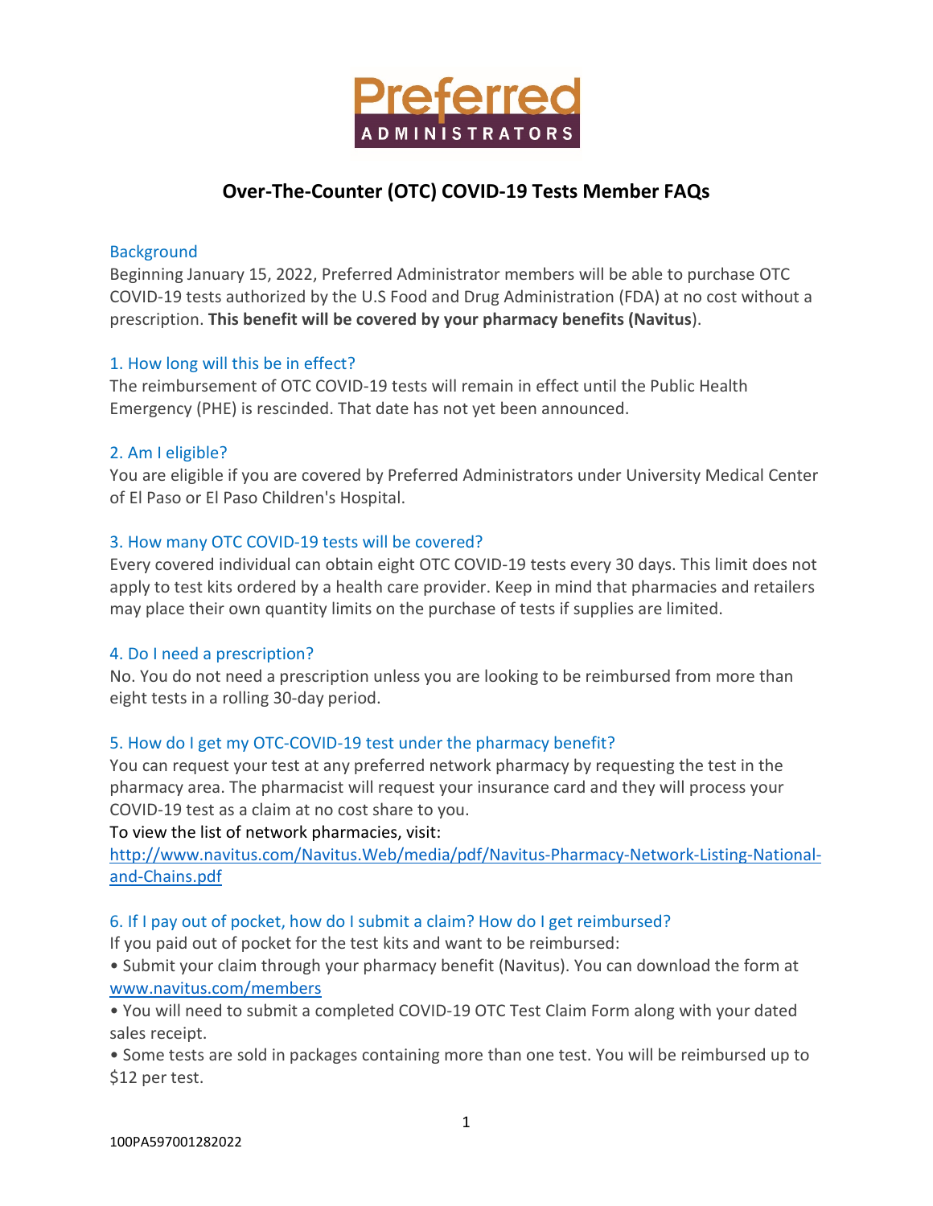Preferred
ADMINISTRATORS

# Over-The-Counter (OTC) COVID-19 Tests Member FAQs

## Background

Beginning January 15, 2022, Preferred Administrator members will be able to purchase OTC COVID-19 tests authorized by the U.S Food and Drug Administration (FDA) at no cost without a prescription. **This benefit will be covered by your pharmacy benefits (Navitus**).

## 1. How long will this be in effect?

The reimbursement of OTC COVID-19 tests will remain in effect until the Public Health Emergency (PHE) is rescinded. That date has not yet been announced.

## 2. Am I eligible?

You are eligible if you are covered by Preferred Administrators under University Medical Center of El Paso or El Paso Children's Hospital.

## 3. How many OTC COVID-19 tests will be covered?

Every covered individual can obtain eight OTC COVID-19 tests every 30 days. This limit does not apply to test kits ordered by a health care provider. Keep in mind that pharmacies and retailers may place their own quantity limits on the purchase of tests if supplies are limited.

## 4. Do I need a prescription?

No. You do not need a prescription unless you are looking to be reimbursed from more than eight tests in a rolling 30-day period.

## 5. How do I get my OTC-COVID-19 test under the pharmacy benefit?

You can request your test at any preferred network pharmacy by requesting the test in the pharmacy area. The pharmacist will request your insurance card and they will process your COVID-19 test as a claim at no cost share to you.

To view the list of network pharmacies, visit:
http://www.navitus.com/Navitus.Web/media/pdf/Navitus-Pharmacy-Network-Listing-National-and-Chains.pdf

## 6. If I pay out of pocket, how do I submit a claim? How do I get reimbursed?

If you paid out of pocket for the test kits and want to be reimbursed:

- Submit your claim through your pharmacy benefit (Navitus). You can download the form at www.navitus.com/members
- You will need to submit a completed COVID-19 OTC Test Claim Form along with your dated sales receipt.
- Some tests are sold in packages containing more than one test. You will be reimbursed up to $12 per test.

100PA597001282022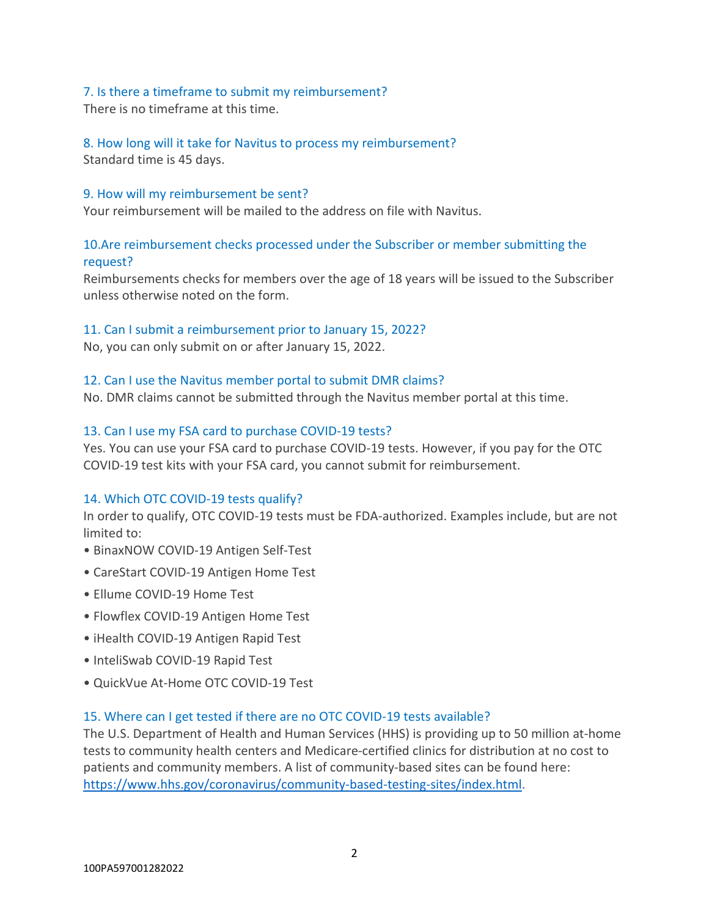### 7. Is there a timeframe to submit my reimbursement?

There is no timeframe at this time.

### 8. How long will it take for Navitus to process my reimbursement?

Standard time is 45 days.

### 9. How will my reimbursement be sent?

Your reimbursement will be mailed to the address on file with Navitus.

### 10.Are reimbursement checks processed under the Subscriber or member submitting the request?

Reimbursements checks for members over the age of 18 years will be issued to the Subscriber unless otherwise noted on the form.

### 11. Can I submit a reimbursement prior to January 15, 2022?

No, you can only submit on or after January 15, 2022.

### 12. Can I use the Navitus member portal to submit DMR claims?

No. DMR claims cannot be submitted through the Navitus member portal at this time.

### 13. Can I use my FSA card to purchase COVID-19 tests?

Yes. You can use your FSA card to purchase COVID-19 tests. However, if you pay for the OTC COVID-19 test kits with your FSA card, you cannot submit for reimbursement.

### 14. Which OTC COVID-19 tests qualify?

In order to qualify, OTC COVID-19 tests must be FDA-authorized. Examples include, but are not limited to:

- BinaxNOW COVID-19 Antigen Self-Test
- CareStart COVID-19 Antigen Home Test
- Ellume COVID-19 Home Test
- Flowflex COVID-19 Antigen Home Test
- iHealth COVID-19 Antigen Rapid Test
- InteliSwab COVID-19 Rapid Test
- QuickVue At-Home OTC COVID-19 Test

### 15. Where can I get tested if there are no OTC COVID-19 tests available?

The U.S. Department of Health and Human Services (HHS) is providing up to 50 million at-home tests to community health centers and Medicare-certified clinics for distribution at no cost to patients and community members. A list of community-based sites can be found here: https://www.hhs.gov/coronavirus/community-based-testing-sites/index.html.

100PA597001282022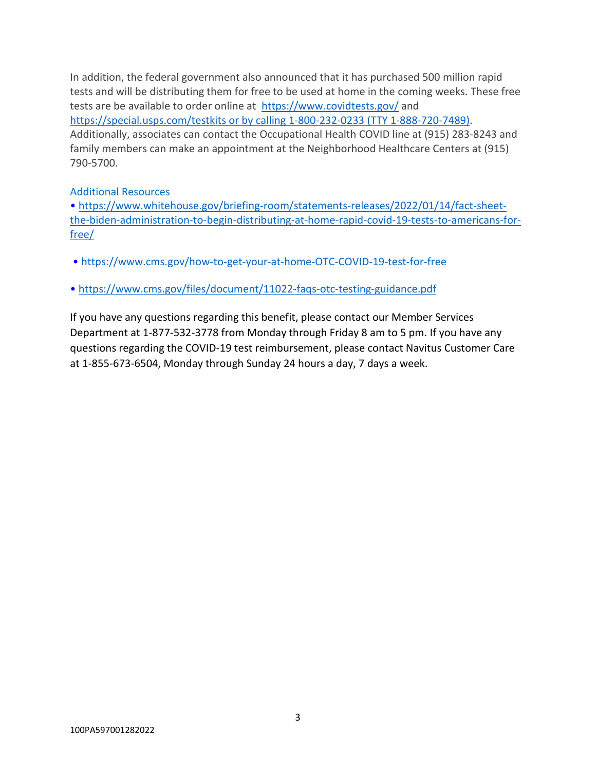In addition, the federal government also announced that it has purchased 500 million rapid tests and will be distributing them for free to be used at home in the coming weeks. These free tests are be available to order online at https://www.covidtests.gov/ and https://special.usps.com/testkits or by calling 1-800-232-0233 (TTY 1-888-720-7489). Additionally, associates can contact the Occupational Health COVID line at (915) 283-8243 and family members can make an appointment at the Neighborhood Healthcare Centers at (915) 790-5700.

## Additional Resources

- https://www.whitehouse.gov/briefing-room/statements-releases/2022/01/14/fact-sheet-the-biden-administration-to-begin-distributing-at-home-rapid-covid-19-tests-to-americans-for-free/

- https://www.cms.gov/how-to-get-your-at-home-OTC-COVID-19-test-for-free

- https://www.cms.gov/files/document/11022-faqs-otc-testing-guidance.pdf

If you have any questions regarding this benefit, please contact our Member Services Department at 1-877-532-3778 from Monday through Friday 8 am to 5 pm. If you have any questions regarding the COVID-19 test reimbursement, please contact Navitus Customer Care at 1-855-673-6504, Monday through Sunday 24 hours a day, 7 days a week.

100PA597001282022